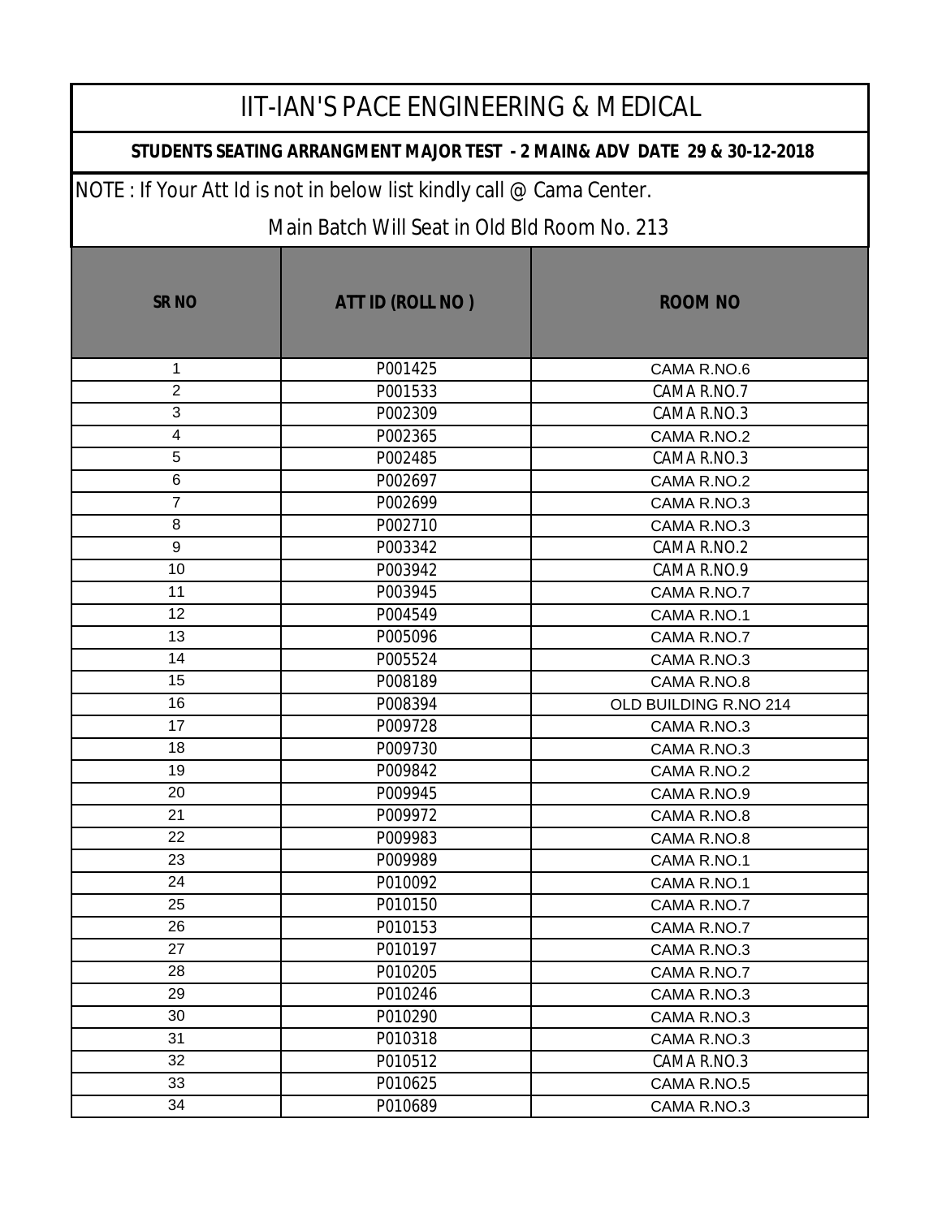# IIT-IAN'S PACE ENGINEERING & MEDICAL

**STUDENTS SEATING ARRANGMENT MAJOR TEST - 2 MAIN& ADV DATE 29 & 30-12-2018**

NOTE : If Your Att Id is not in below list kindly call @ Cama Center.

Main Batch Will Seat in Old Bld Room No. 213

| SR NO | ATT ID (ROLL NO ) | ROOM NO |
|---|---|---|
| 1 | P001425 | CAMA R.NO.6 |
| 2 | P001533 | CAMA R.NO.7 |
| 3 | P002309 | CAMA R.NO.3 |
| 4 | P002365 | CAMA R.NO.2 |
| 5 | P002485 | CAMA R.NO.3 |
| 6 | P002697 | CAMA R.NO.2 |
| 7 | P002699 | CAMA R.NO.3 |
| 8 | P002710 | CAMA R.NO.3 |
| 9 | P003342 | CAMA R.NO.2 |
| 10 | P003942 | CAMA R.NO.9 |
| 11 | P003945 | CAMA R.NO.7 |
| 12 | P004549 | CAMA R.NO.1 |
| 13 | P005096 | CAMA R.NO.7 |
| 14 | P005524 | CAMA R.NO.3 |
| 15 | P008189 | CAMA R.NO.8 |
| 16 | P008394 | OLD BUILDING R.NO 214 |
| 17 | P009728 | CAMA R.NO.3 |
| 18 | P009730 | CAMA R.NO.3 |
| 19 | P009842 | CAMA R.NO.2 |
| 20 | P009945 | CAMA R.NO.9 |
| 21 | P009972 | CAMA R.NO.8 |
| 22 | P009983 | CAMA R.NO.8 |
| 23 | P009989 | CAMA R.NO.1 |
| 24 | P010092 | CAMA R.NO.1 |
| 25 | P010150 | CAMA R.NO.7 |
| 26 | P010153 | CAMA R.NO.7 |
| 27 | P010197 | CAMA R.NO.3 |
| 28 | P010205 | CAMA R.NO.7 |
| 29 | P010246 | CAMA R.NO.3 |
| 30 | P010290 | CAMA R.NO.3 |
| 31 | P010318 | CAMA R.NO.3 |
| 32 | P010512 | CAMA R.NO.3 |
| 33 | P010625 | CAMA R.NO.5 |
| 34 | P010689 | CAMA R.NO.3 |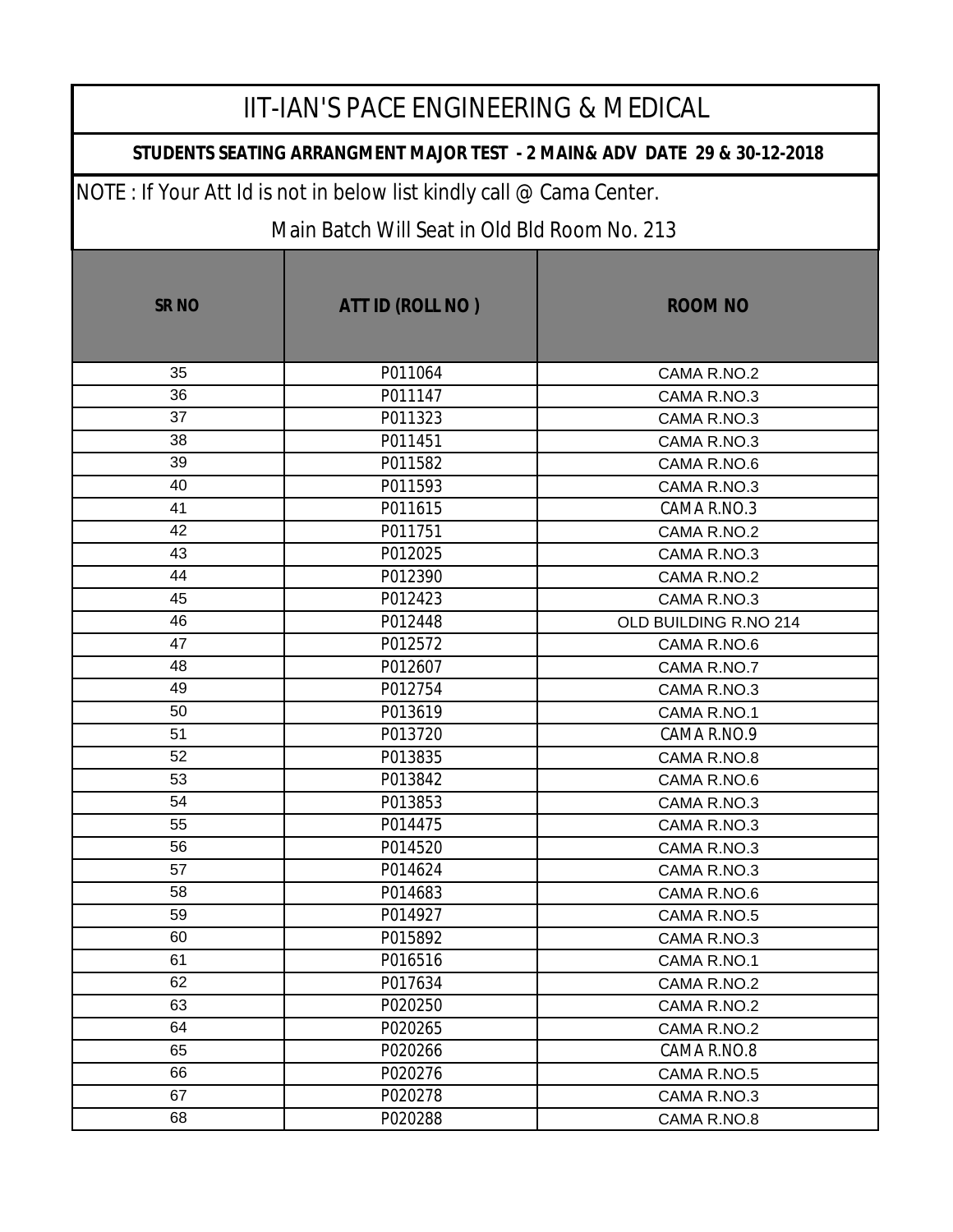# IIT-IAN'S PACE ENGINEERING & MEDICAL

**STUDENTS SEATING ARRANGMENT MAJOR TEST - 2 MAIN& ADV DATE 29 & 30-12-2018**

NOTE : If Your Att Id is not in below list kindly call @ Cama Center.

Main Batch Will Seat in Old Bld Room No. 213

| SR NO | ATT ID (ROLL NO ) | ROOM NO |
|---|---|---|
| 35 | P011064 | CAMA R.NO.2 |
| 36 | P011147 | CAMA R.NO.3 |
| 37 | P011323 | CAMA R.NO.3 |
| 38 | P011451 | CAMA R.NO.3 |
| 39 | P011582 | CAMA R.NO.6 |
| 40 | P011593 | CAMA R.NO.3 |
| 41 | P011615 | CAMA R.NO.3 |
| 42 | P011751 | CAMA R.NO.2 |
| 43 | P012025 | CAMA R.NO.3 |
| 44 | P012390 | CAMA R.NO.2 |
| 45 | P012423 | CAMA R.NO.3 |
| 46 | P012448 | OLD BUILDING R.NO 214 |
| 47 | P012572 | CAMA R.NO.6 |
| 48 | P012607 | CAMA R.NO.7 |
| 49 | P012754 | CAMA R.NO.3 |
| 50 | P013619 | CAMA R.NO.1 |
| 51 | P013720 | CAMA R.NO.9 |
| 52 | P013835 | CAMA R.NO.8 |
| 53 | P013842 | CAMA R.NO.6 |
| 54 | P013853 | CAMA R.NO.3 |
| 55 | P014475 | CAMA R.NO.3 |
| 56 | P014520 | CAMA R.NO.3 |
| 57 | P014624 | CAMA R.NO.3 |
| 58 | P014683 | CAMA R.NO.6 |
| 59 | P014927 | CAMA R.NO.5 |
| 60 | P015892 | CAMA R.NO.3 |
| 61 | P016516 | CAMA R.NO.1 |
| 62 | P017634 | CAMA R.NO.2 |
| 63 | P020250 | CAMA R.NO.2 |
| 64 | P020265 | CAMA R.NO.2 |
| 65 | P020266 | CAMA R.NO.8 |
| 66 | P020276 | CAMA R.NO.5 |
| 67 | P020278 | CAMA R.NO.3 |
| 68 | P020288 | CAMA R.NO.8 |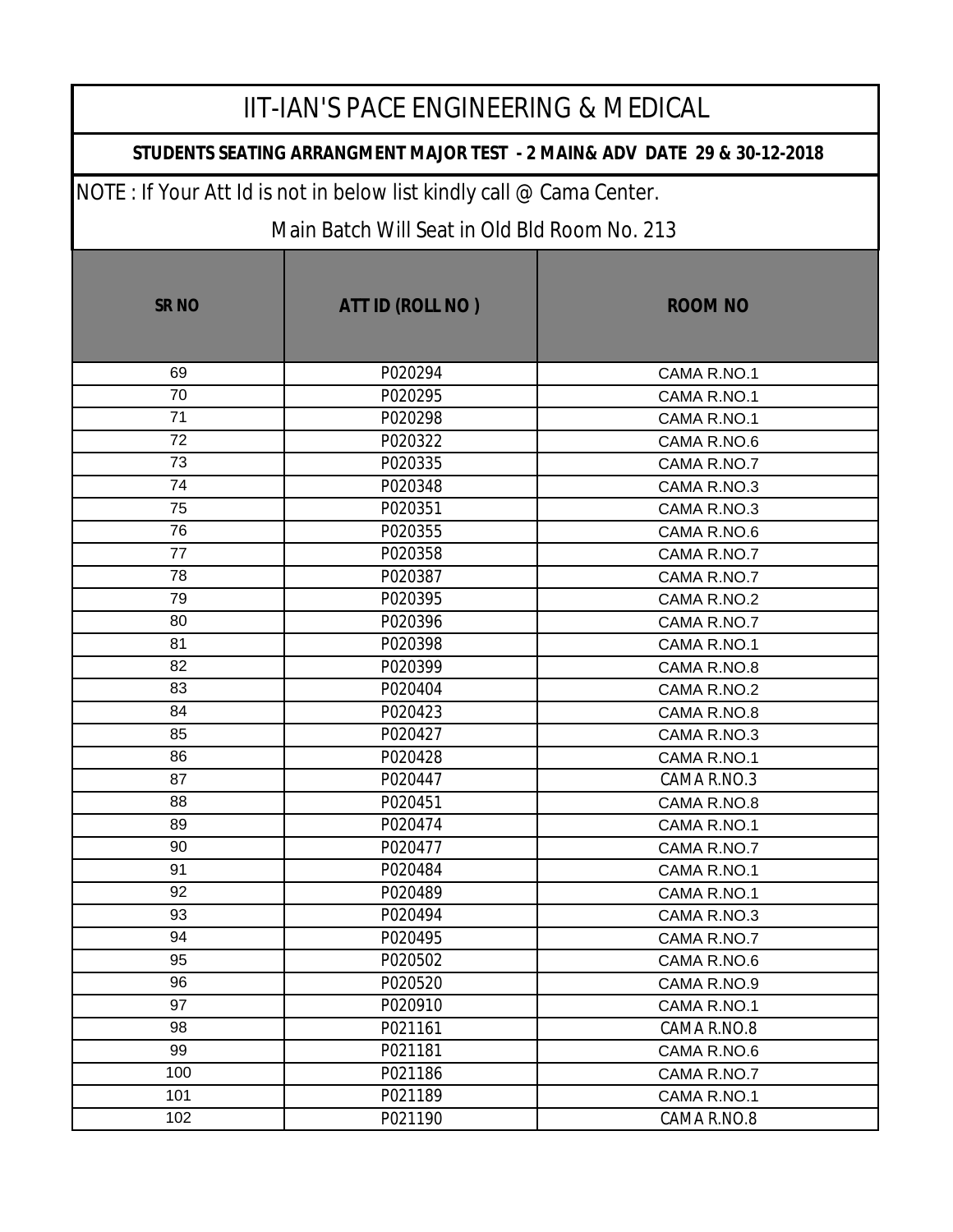# IIT-IAN'S PACE ENGINEERING & MEDICAL

## STUDENTS SEATING ARRANGMENT MAJOR TEST - 2 MAIN& ADV DATE 29 & 30-12-2018

NOTE : If Your Att Id is not in below list kindly call @ Cama Center.

Main Batch Will Seat in Old Bld Room No. 213

| SR NO | ATT ID (ROLL NO ) | ROOM NO |
|---|---|---|
| 69 | P020294 | CAMA R.NO.1 |
| 70 | P020295 | CAMA R.NO.1 |
| 71 | P020298 | CAMA R.NO.1 |
| 72 | P020322 | CAMA R.NO.6 |
| 73 | P020335 | CAMA R.NO.7 |
| 74 | P020348 | CAMA R.NO.3 |
| 75 | P020351 | CAMA R.NO.3 |
| 76 | P020355 | CAMA R.NO.6 |
| 77 | P020358 | CAMA R.NO.7 |
| 78 | P020387 | CAMA R.NO.7 |
| 79 | P020395 | CAMA R.NO.2 |
| 80 | P020396 | CAMA R.NO.7 |
| 81 | P020398 | CAMA R.NO.1 |
| 82 | P020399 | CAMA R.NO.8 |
| 83 | P020404 | CAMA R.NO.2 |
| 84 | P020423 | CAMA R.NO.8 |
| 85 | P020427 | CAMA R.NO.3 |
| 86 | P020428 | CAMA R.NO.1 |
| 87 | P020447 | CAMA R.NO.3 |
| 88 | P020451 | CAMA R.NO.8 |
| 89 | P020474 | CAMA R.NO.1 |
| 90 | P020477 | CAMA R.NO.7 |
| 91 | P020484 | CAMA R.NO.1 |
| 92 | P020489 | CAMA R.NO.1 |
| 93 | P020494 | CAMA R.NO.3 |
| 94 | P020495 | CAMA R.NO.7 |
| 95 | P020502 | CAMA R.NO.6 |
| 96 | P020520 | CAMA R.NO.9 |
| 97 | P020910 | CAMA R.NO.1 |
| 98 | P021161 | CAMA R.NO.8 |
| 99 | P021181 | CAMA R.NO.6 |
| 100 | P021186 | CAMA R.NO.7 |
| 101 | P021189 | CAMA R.NO.1 |
| 102 | P021190 | CAMA R.NO.8 |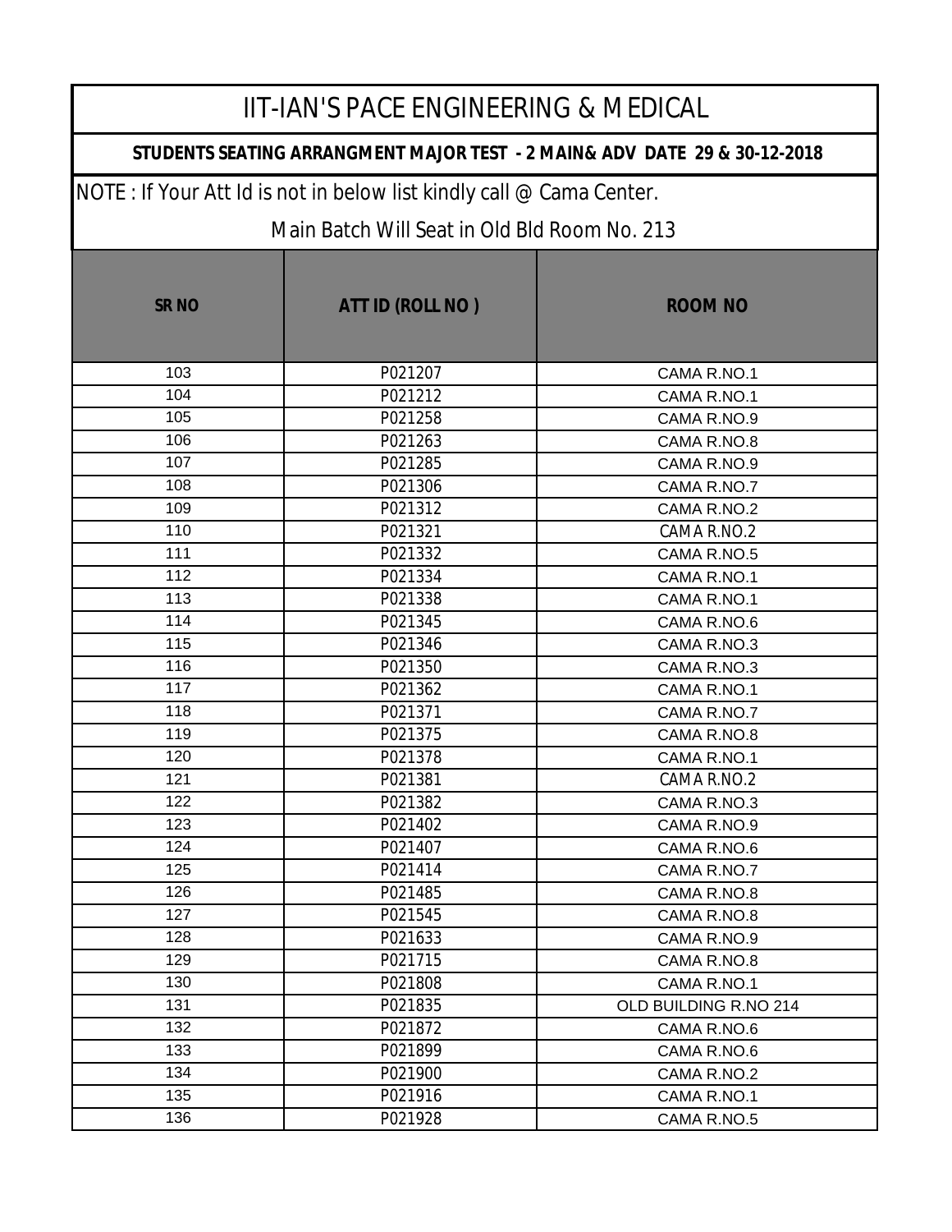# IIT-IAN'S PACE ENGINEERING & MEDICAL

## STUDENTS SEATING ARRANGMENT MAJOR TEST - 2 MAIN& ADV DATE 29 & 30-12-2018

NOTE : If Your Att Id is not in below list kindly call @ Cama Center.

Main Batch Will Seat in Old Bld Room No. 213

| SR NO | ATT ID (ROLL NO ) | ROOM NO |
|---|---|---|
| 103 | P021207 | CAMA R.NO.1 |
| 104 | P021212 | CAMA R.NO.1 |
| 105 | P021258 | CAMA R.NO.9 |
| 106 | P021263 | CAMA R.NO.8 |
| 107 | P021285 | CAMA R.NO.9 |
| 108 | P021306 | CAMA R.NO.7 |
| 109 | P021312 | CAMA R.NO.2 |
| 110 | P021321 | CAMA R.NO.2 |
| 111 | P021332 | CAMA R.NO.5 |
| 112 | P021334 | CAMA R.NO.1 |
| 113 | P021338 | CAMA R.NO.1 |
| 114 | P021345 | CAMA R.NO.6 |
| 115 | P021346 | CAMA R.NO.3 |
| 116 | P021350 | CAMA R.NO.3 |
| 117 | P021362 | CAMA R.NO.1 |
| 118 | P021371 | CAMA R.NO.7 |
| 119 | P021375 | CAMA R.NO.8 |
| 120 | P021378 | CAMA R.NO.1 |
| 121 | P021381 | CAMA R.NO.2 |
| 122 | P021382 | CAMA R.NO.3 |
| 123 | P021402 | CAMA R.NO.9 |
| 124 | P021407 | CAMA R.NO.6 |
| 125 | P021414 | CAMA R.NO.7 |
| 126 | P021485 | CAMA R.NO.8 |
| 127 | P021545 | CAMA R.NO.8 |
| 128 | P021633 | CAMA R.NO.9 |
| 129 | P021715 | CAMA R.NO.8 |
| 130 | P021808 | CAMA R.NO.1 |
| 131 | P021835 | OLD BUILDING R.NO 214 |
| 132 | P021872 | CAMA R.NO.6 |
| 133 | P021899 | CAMA R.NO.6 |
| 134 | P021900 | CAMA R.NO.2 |
| 135 | P021916 | CAMA R.NO.1 |
| 136 | P021928 | CAMA R.NO.5 |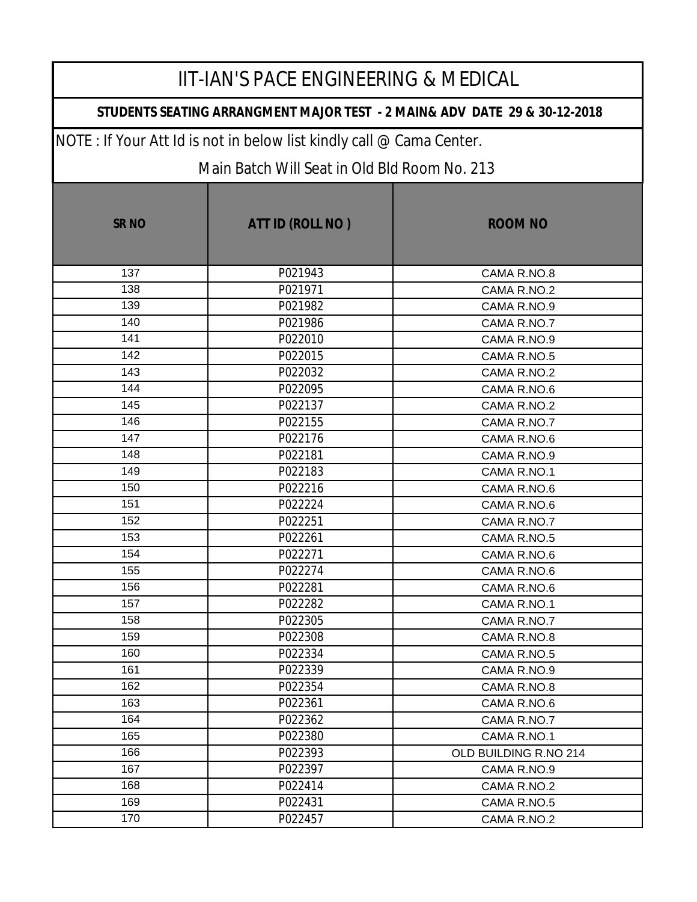# IIT-IAN'S PACE ENGINEERING & MEDICAL

**STUDENTS SEATING ARRANGMENT MAJOR TEST - 2 MAIN& ADV DATE 29 & 30-12-2018**

NOTE : If Your Att Id is not in below list kindly call @ Cama Center.

Main Batch Will Seat in Old Bld Room No. 213

| SR NO | ATT ID (ROLL NO ) | ROOM NO |
|---|---|---|
| 137 | P021943 | CAMA R.NO.8 |
| 138 | P021971 | CAMA R.NO.2 |
| 139 | P021982 | CAMA R.NO.9 |
| 140 | P021986 | CAMA R.NO.7 |
| 141 | P022010 | CAMA R.NO.9 |
| 142 | P022015 | CAMA R.NO.5 |
| 143 | P022032 | CAMA R.NO.2 |
| 144 | P022095 | CAMA R.NO.6 |
| 145 | P022137 | CAMA R.NO.2 |
| 146 | P022155 | CAMA R.NO.7 |
| 147 | P022176 | CAMA R.NO.6 |
| 148 | P022181 | CAMA R.NO.9 |
| 149 | P022183 | CAMA R.NO.1 |
| 150 | P022216 | CAMA R.NO.6 |
| 151 | P022224 | CAMA R.NO.6 |
| 152 | P022251 | CAMA R.NO.7 |
| 153 | P022261 | CAMA R.NO.5 |
| 154 | P022271 | CAMA R.NO.6 |
| 155 | P022274 | CAMA R.NO.6 |
| 156 | P022281 | CAMA R.NO.6 |
| 157 | P022282 | CAMA R.NO.1 |
| 158 | P022305 | CAMA R.NO.7 |
| 159 | P022308 | CAMA R.NO.8 |
| 160 | P022334 | CAMA R.NO.5 |
| 161 | P022339 | CAMA R.NO.9 |
| 162 | P022354 | CAMA R.NO.8 |
| 163 | P022361 | CAMA R.NO.6 |
| 164 | P022362 | CAMA R.NO.7 |
| 165 | P022380 | CAMA R.NO.1 |
| 166 | P022393 | OLD BUILDING R.NO 214 |
| 167 | P022397 | CAMA R.NO.9 |
| 168 | P022414 | CAMA R.NO.2 |
| 169 | P022431 | CAMA R.NO.5 |
| 170 | P022457 | CAMA R.NO.2 |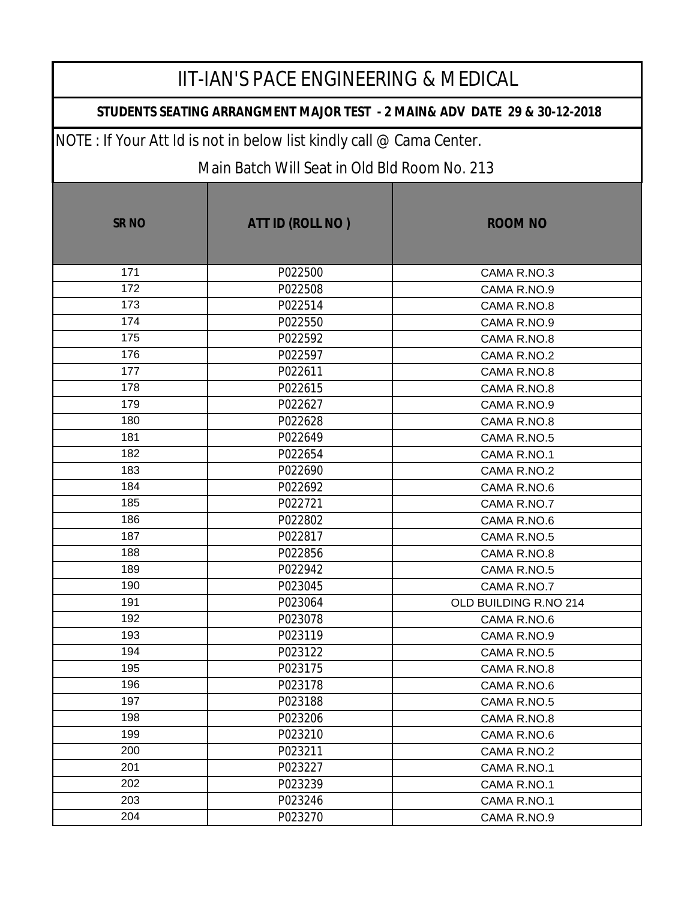# IIT-IAN'S PACE ENGINEERING & MEDICAL

## STUDENTS SEATING ARRANGMENT MAJOR TEST - 2 MAIN& ADV DATE 29 & 30-12-2018

NOTE : If Your Att Id is not in below list kindly call @ Cama Center.

Main Batch Will Seat in Old Bld Room No. 213

| SR NO | ATT ID (ROLL NO ) | ROOM NO |
|---|---|---|
| 171 | P022500 | CAMA R.NO.3 |
| 172 | P022508 | CAMA R.NO.9 |
| 173 | P022514 | CAMA R.NO.8 |
| 174 | P022550 | CAMA R.NO.9 |
| 175 | P022592 | CAMA R.NO.8 |
| 176 | P022597 | CAMA R.NO.2 |
| 177 | P022611 | CAMA R.NO.8 |
| 178 | P022615 | CAMA R.NO.8 |
| 179 | P022627 | CAMA R.NO.9 |
| 180 | P022628 | CAMA R.NO.8 |
| 181 | P022649 | CAMA R.NO.5 |
| 182 | P022654 | CAMA R.NO.1 |
| 183 | P022690 | CAMA R.NO.2 |
| 184 | P022692 | CAMA R.NO.6 |
| 185 | P022721 | CAMA R.NO.7 |
| 186 | P022802 | CAMA R.NO.6 |
| 187 | P022817 | CAMA R.NO.5 |
| 188 | P022856 | CAMA R.NO.8 |
| 189 | P022942 | CAMA R.NO.5 |
| 190 | P023045 | CAMA R.NO.7 |
| 191 | P023064 | OLD BUILDING R.NO 214 |
| 192 | P023078 | CAMA R.NO.6 |
| 193 | P023119 | CAMA R.NO.9 |
| 194 | P023122 | CAMA R.NO.5 |
| 195 | P023175 | CAMA R.NO.8 |
| 196 | P023178 | CAMA R.NO.6 |
| 197 | P023188 | CAMA R.NO.5 |
| 198 | P023206 | CAMA R.NO.8 |
| 199 | P023210 | CAMA R.NO.6 |
| 200 | P023211 | CAMA R.NO.2 |
| 201 | P023227 | CAMA R.NO.1 |
| 202 | P023239 | CAMA R.NO.1 |
| 203 | P023246 | CAMA R.NO.1 |
| 204 | P023270 | CAMA R.NO.9 |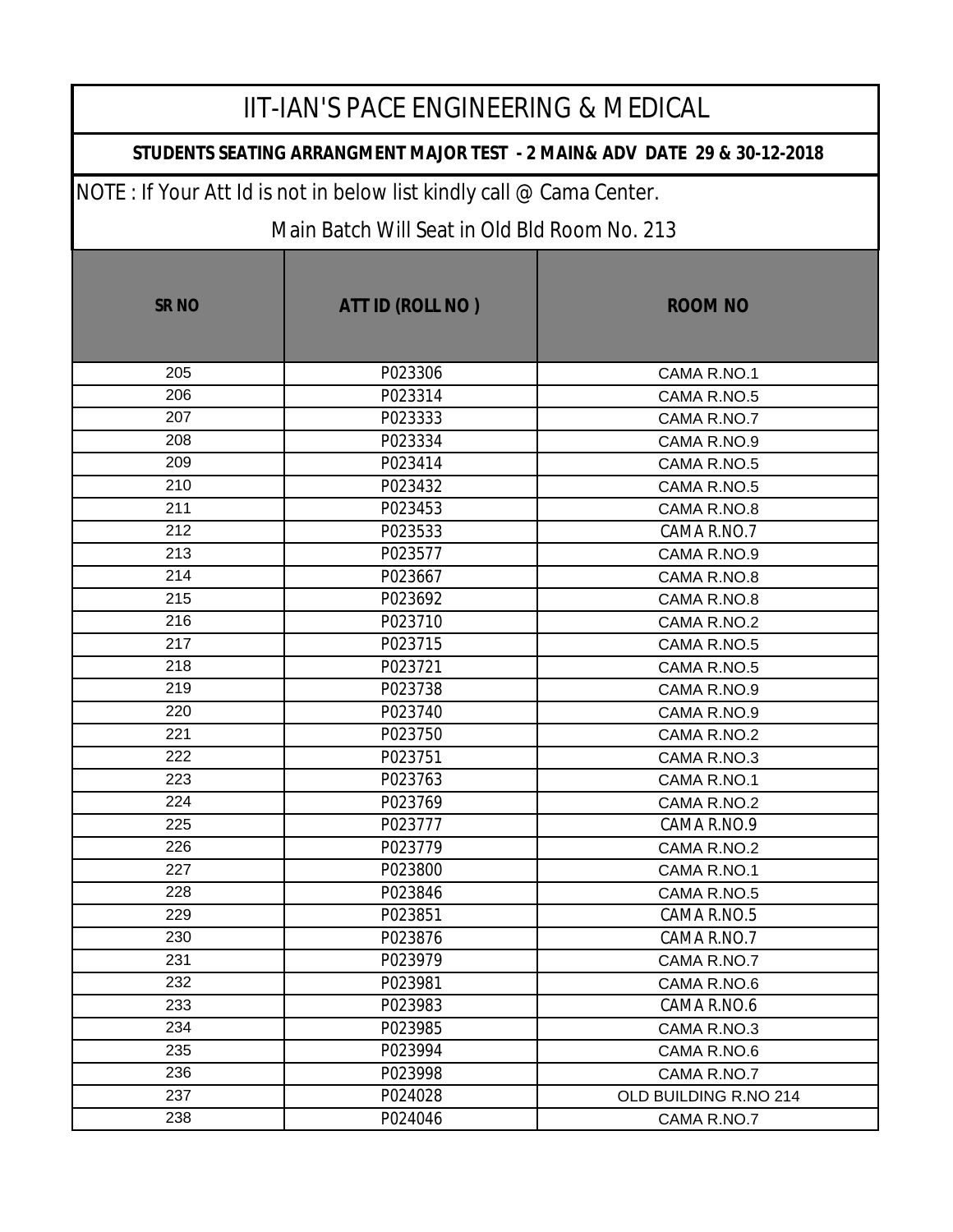# IIT-IAN'S PACE ENGINEERING & MEDICAL

## STUDENTS SEATING ARRANGMENT MAJOR TEST - 2 MAIN& ADV DATE 29 & 30-12-2018

NOTE : If Your Att Id is not in below list kindly call @ Cama Center.

Main Batch Will Seat in Old Bld Room No. 213

| SR NO | ATT ID (ROLL NO ) | ROOM NO |
|---|---|---|
| 205 | P023306 | CAMA R.NO.1 |
| 206 | P023314 | CAMA R.NO.5 |
| 207 | P023333 | CAMA R.NO.7 |
| 208 | P023334 | CAMA R.NO.9 |
| 209 | P023414 | CAMA R.NO.5 |
| 210 | P023432 | CAMA R.NO.5 |
| 211 | P023453 | CAMA R.NO.8 |
| 212 | P023533 | CAMA R.NO.7 |
| 213 | P023577 | CAMA R.NO.9 |
| 214 | P023667 | CAMA R.NO.8 |
| 215 | P023692 | CAMA R.NO.8 |
| 216 | P023710 | CAMA R.NO.2 |
| 217 | P023715 | CAMA R.NO.5 |
| 218 | P023721 | CAMA R.NO.5 |
| 219 | P023738 | CAMA R.NO.9 |
| 220 | P023740 | CAMA R.NO.9 |
| 221 | P023750 | CAMA R.NO.2 |
| 222 | P023751 | CAMA R.NO.3 |
| 223 | P023763 | CAMA R.NO.1 |
| 224 | P023769 | CAMA R.NO.2 |
| 225 | P023777 | CAMA R.NO.9 |
| 226 | P023779 | CAMA R.NO.2 |
| 227 | P023800 | CAMA R.NO.1 |
| 228 | P023846 | CAMA R.NO.5 |
| 229 | P023851 | CAMA R.NO.5 |
| 230 | P023876 | CAMA R.NO.7 |
| 231 | P023979 | CAMA R.NO.7 |
| 232 | P023981 | CAMA R.NO.6 |
| 233 | P023983 | CAMA R.NO.6 |
| 234 | P023985 | CAMA R.NO.3 |
| 235 | P023994 | CAMA R.NO.6 |
| 236 | P023998 | CAMA R.NO.7 |
| 237 | P024028 | OLD BUILDING R.NO 214 |
| 238 | P024046 | CAMA R.NO.7 |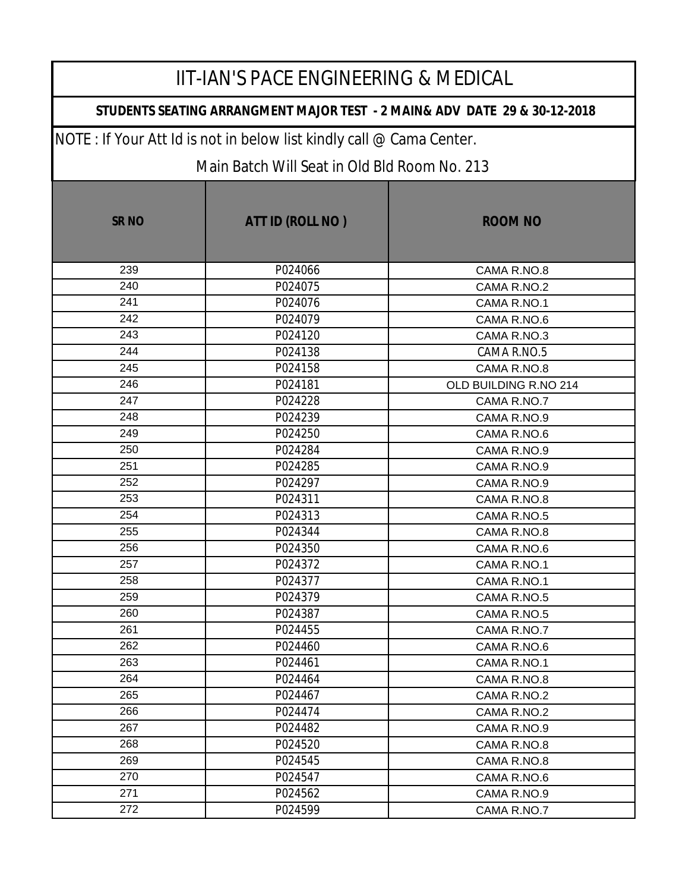# IIT-IAN'S PACE ENGINEERING & MEDICAL

**STUDENTS SEATING ARRANGMENT MAJOR TEST - 2 MAIN& ADV DATE 29 & 30-12-2018**

NOTE : If Your Att Id is not in below list kindly call @ Cama Center.

Main Batch Will Seat in Old Bld Room No. 213

| SR NO | ATT ID (ROLL NO ) | ROOM NO |
|---|---|---|
| 239 | P024066 | CAMA R.NO.8 |
| 240 | P024075 | CAMA R.NO.2 |
| 241 | P024076 | CAMA R.NO.1 |
| 242 | P024079 | CAMA R.NO.6 |
| 243 | P024120 | CAMA R.NO.3 |
| 244 | P024138 | CAMA R.NO.5 |
| 245 | P024158 | CAMA R.NO.8 |
| 246 | P024181 | OLD BUILDING R.NO 214 |
| 247 | P024228 | CAMA R.NO.7 |
| 248 | P024239 | CAMA R.NO.9 |
| 249 | P024250 | CAMA R.NO.6 |
| 250 | P024284 | CAMA R.NO.9 |
| 251 | P024285 | CAMA R.NO.9 |
| 252 | P024297 | CAMA R.NO.9 |
| 253 | P024311 | CAMA R.NO.8 |
| 254 | P024313 | CAMA R.NO.5 |
| 255 | P024344 | CAMA R.NO.8 |
| 256 | P024350 | CAMA R.NO.6 |
| 257 | P024372 | CAMA R.NO.1 |
| 258 | P024377 | CAMA R.NO.1 |
| 259 | P024379 | CAMA R.NO.5 |
| 260 | P024387 | CAMA R.NO.5 |
| 261 | P024455 | CAMA R.NO.7 |
| 262 | P024460 | CAMA R.NO.6 |
| 263 | P024461 | CAMA R.NO.1 |
| 264 | P024464 | CAMA R.NO.8 |
| 265 | P024467 | CAMA R.NO.2 |
| 266 | P024474 | CAMA R.NO.2 |
| 267 | P024482 | CAMA R.NO.9 |
| 268 | P024520 | CAMA R.NO.8 |
| 269 | P024545 | CAMA R.NO.8 |
| 270 | P024547 | CAMA R.NO.6 |
| 271 | P024562 | CAMA R.NO.9 |
| 272 | P024599 | CAMA R.NO.7 |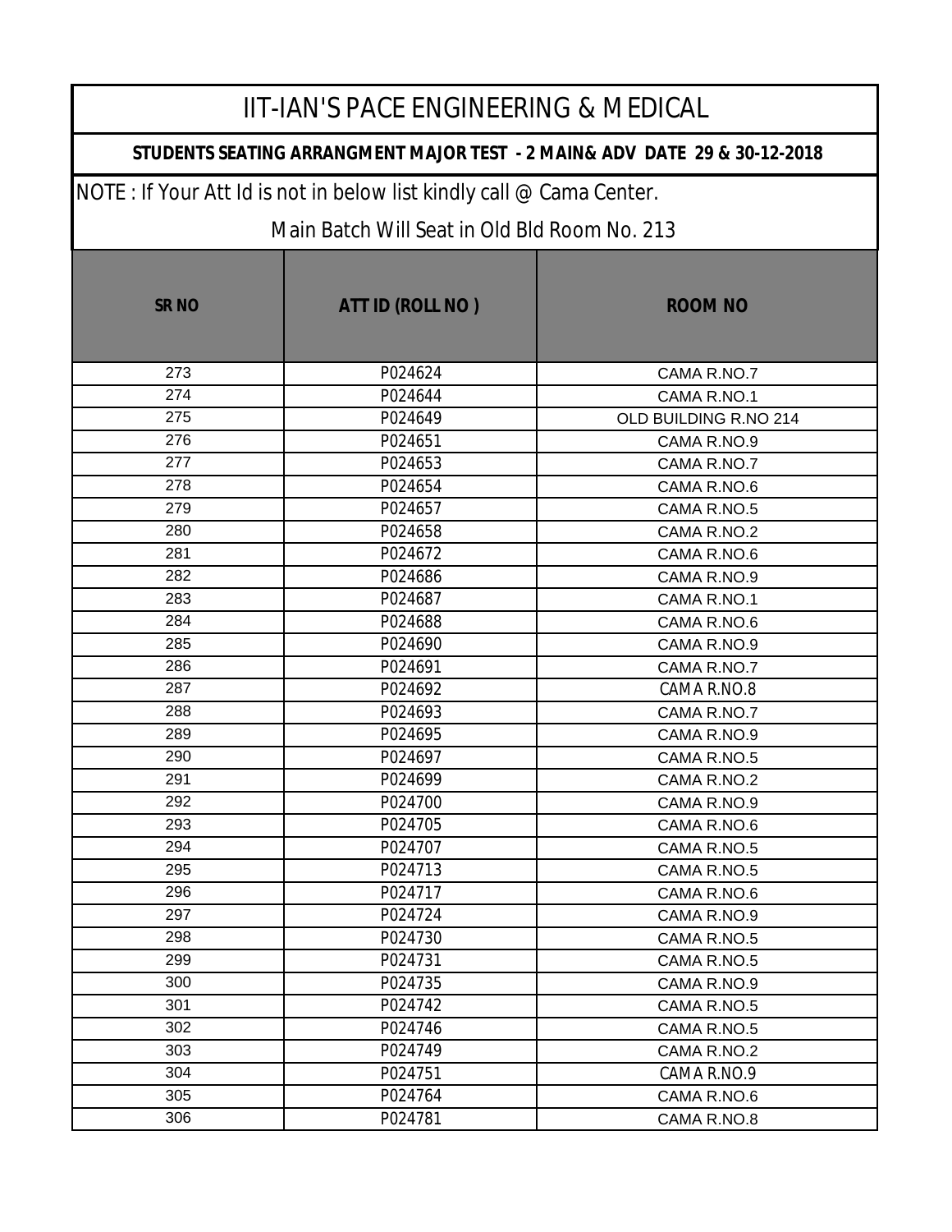# IIT-IAN'S PACE ENGINEERING & MEDICAL

## STUDENTS SEATING ARRANGMENT MAJOR TEST - 2 MAIN& ADV DATE 29 & 30-12-2018

NOTE : If Your Att Id is not in below list kindly call @ Cama Center.

Main Batch Will Seat in Old Bld Room No. 213

| SR NO | ATT ID (ROLL NO ) | ROOM NO |
|---|---|---|
| 273 | P024624 | CAMA R.NO.7 |
| 274 | P024644 | CAMA R.NO.1 |
| 275 | P024649 | OLD BUILDING R.NO 214 |
| 276 | P024651 | CAMA R.NO.9 |
| 277 | P024653 | CAMA R.NO.7 |
| 278 | P024654 | CAMA R.NO.6 |
| 279 | P024657 | CAMA R.NO.5 |
| 280 | P024658 | CAMA R.NO.2 |
| 281 | P024672 | CAMA R.NO.6 |
| 282 | P024686 | CAMA R.NO.9 |
| 283 | P024687 | CAMA R.NO.1 |
| 284 | P024688 | CAMA R.NO.6 |
| 285 | P024690 | CAMA R.NO.9 |
| 286 | P024691 | CAMA R.NO.7 |
| 287 | P024692 | CAMA R.NO.8 |
| 288 | P024693 | CAMA R.NO.7 |
| 289 | P024695 | CAMA R.NO.9 |
| 290 | P024697 | CAMA R.NO.5 |
| 291 | P024699 | CAMA R.NO.2 |
| 292 | P024700 | CAMA R.NO.9 |
| 293 | P024705 | CAMA R.NO.6 |
| 294 | P024707 | CAMA R.NO.5 |
| 295 | P024713 | CAMA R.NO.5 |
| 296 | P024717 | CAMA R.NO.6 |
| 297 | P024724 | CAMA R.NO.9 |
| 298 | P024730 | CAMA R.NO.5 |
| 299 | P024731 | CAMA R.NO.5 |
| 300 | P024735 | CAMA R.NO.9 |
| 301 | P024742 | CAMA R.NO.5 |
| 302 | P024746 | CAMA R.NO.5 |
| 303 | P024749 | CAMA R.NO.2 |
| 304 | P024751 | CAMA R.NO.9 |
| 305 | P024764 | CAMA R.NO.6 |
| 306 | P024781 | CAMA R.NO.8 |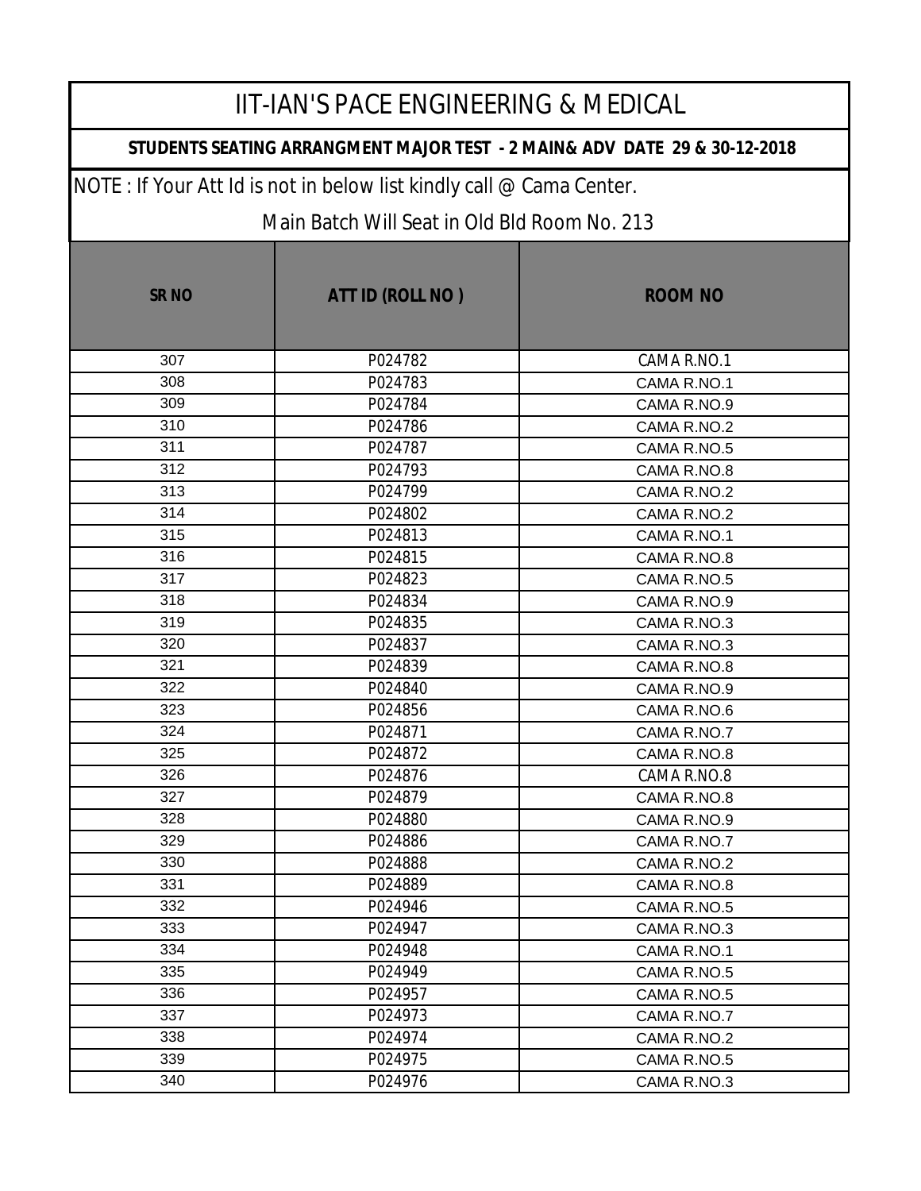# IIT-IAN'S PACE ENGINEERING & MEDICAL

## STUDENTS SEATING ARRANGMENT MAJOR TEST - 2 MAIN& ADV DATE 29 & 30-12-2018

NOTE : If Your Att Id is not in below list kindly call @ Cama Center.

Main Batch Will Seat in Old Bld Room No. 213

| SR NO | ATT ID (ROLL NO ) | ROOM NO |
| --- | --- | --- |
| 307 | P024782 | CAMA R.NO.1 |
| 308 | P024783 | CAMA R.NO.1 |
| 309 | P024784 | CAMA R.NO.9 |
| 310 | P024786 | CAMA R.NO.2 |
| 311 | P024787 | CAMA R.NO.5 |
| 312 | P024793 | CAMA R.NO.8 |
| 313 | P024799 | CAMA R.NO.2 |
| 314 | P024802 | CAMA R.NO.2 |
| 315 | P024813 | CAMA R.NO.1 |
| 316 | P024815 | CAMA R.NO.8 |
| 317 | P024823 | CAMA R.NO.5 |
| 318 | P024834 | CAMA R.NO.9 |
| 319 | P024835 | CAMA R.NO.3 |
| 320 | P024837 | CAMA R.NO.3 |
| 321 | P024839 | CAMA R.NO.8 |
| 322 | P024840 | CAMA R.NO.9 |
| 323 | P024856 | CAMA R.NO.6 |
| 324 | P024871 | CAMA R.NO.7 |
| 325 | P024872 | CAMA R.NO.8 |
| 326 | P024876 | CAMA R.NO.8 |
| 327 | P024879 | CAMA R.NO.8 |
| 328 | P024880 | CAMA R.NO.9 |
| 329 | P024886 | CAMA R.NO.7 |
| 330 | P024888 | CAMA R.NO.2 |
| 331 | P024889 | CAMA R.NO.8 |
| 332 | P024946 | CAMA R.NO.5 |
| 333 | P024947 | CAMA R.NO.3 |
| 334 | P024948 | CAMA R.NO.1 |
| 335 | P024949 | CAMA R.NO.5 |
| 336 | P024957 | CAMA R.NO.5 |
| 337 | P024973 | CAMA R.NO.7 |
| 338 | P024974 | CAMA R.NO.2 |
| 339 | P024975 | CAMA R.NO.5 |
| 340 | P024976 | CAMA R.NO.3 |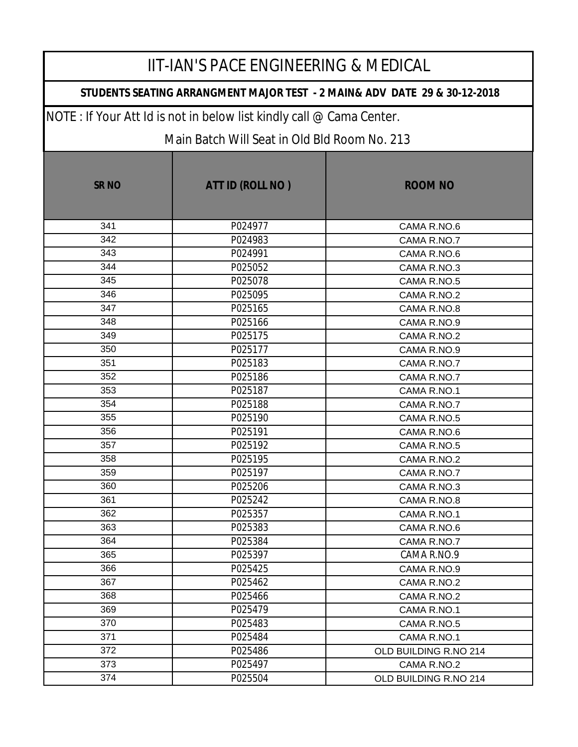# IIT-IAN'S PACE ENGINEERING & MEDICAL

## STUDENTS SEATING ARRANGMENT MAJOR TEST - 2 MAIN& ADV DATE 29 & 30-12-2018

NOTE : If Your Att Id is not in below list kindly call @ Cama Center.

Main Batch Will Seat in Old Bld Room No. 213

| SR NO | ATT ID (ROLL NO ) | ROOM NO |
|---|---|---|
| 341 | P024977 | CAMA R.NO.6 |
| 342 | P024983 | CAMA R.NO.7 |
| 343 | P024991 | CAMA R.NO.6 |
| 344 | P025052 | CAMA R.NO.3 |
| 345 | P025078 | CAMA R.NO.5 |
| 346 | P025095 | CAMA R.NO.2 |
| 347 | P025165 | CAMA R.NO.8 |
| 348 | P025166 | CAMA R.NO.9 |
| 349 | P025175 | CAMA R.NO.2 |
| 350 | P025177 | CAMA R.NO.9 |
| 351 | P025183 | CAMA R.NO.7 |
| 352 | P025186 | CAMA R.NO.7 |
| 353 | P025187 | CAMA R.NO.1 |
| 354 | P025188 | CAMA R.NO.7 |
| 355 | P025190 | CAMA R.NO.5 |
| 356 | P025191 | CAMA R.NO.6 |
| 357 | P025192 | CAMA R.NO.5 |
| 358 | P025195 | CAMA R.NO.2 |
| 359 | P025197 | CAMA R.NO.7 |
| 360 | P025206 | CAMA R.NO.3 |
| 361 | P025242 | CAMA R.NO.8 |
| 362 | P025357 | CAMA R.NO.1 |
| 363 | P025383 | CAMA R.NO.6 |
| 364 | P025384 | CAMA R.NO.7 |
| 365 | P025397 | CAMA R.NO.9 |
| 366 | P025425 | CAMA R.NO.9 |
| 367 | P025462 | CAMA R.NO.2 |
| 368 | P025466 | CAMA R.NO.2 |
| 369 | P025479 | CAMA R.NO.1 |
| 370 | P025483 | CAMA R.NO.5 |
| 371 | P025484 | CAMA R.NO.1 |
| 372 | P025486 | OLD BUILDING R.NO 214 |
| 373 | P025497 | CAMA R.NO.2 |
| 374 | P025504 | OLD BUILDING R.NO 214 |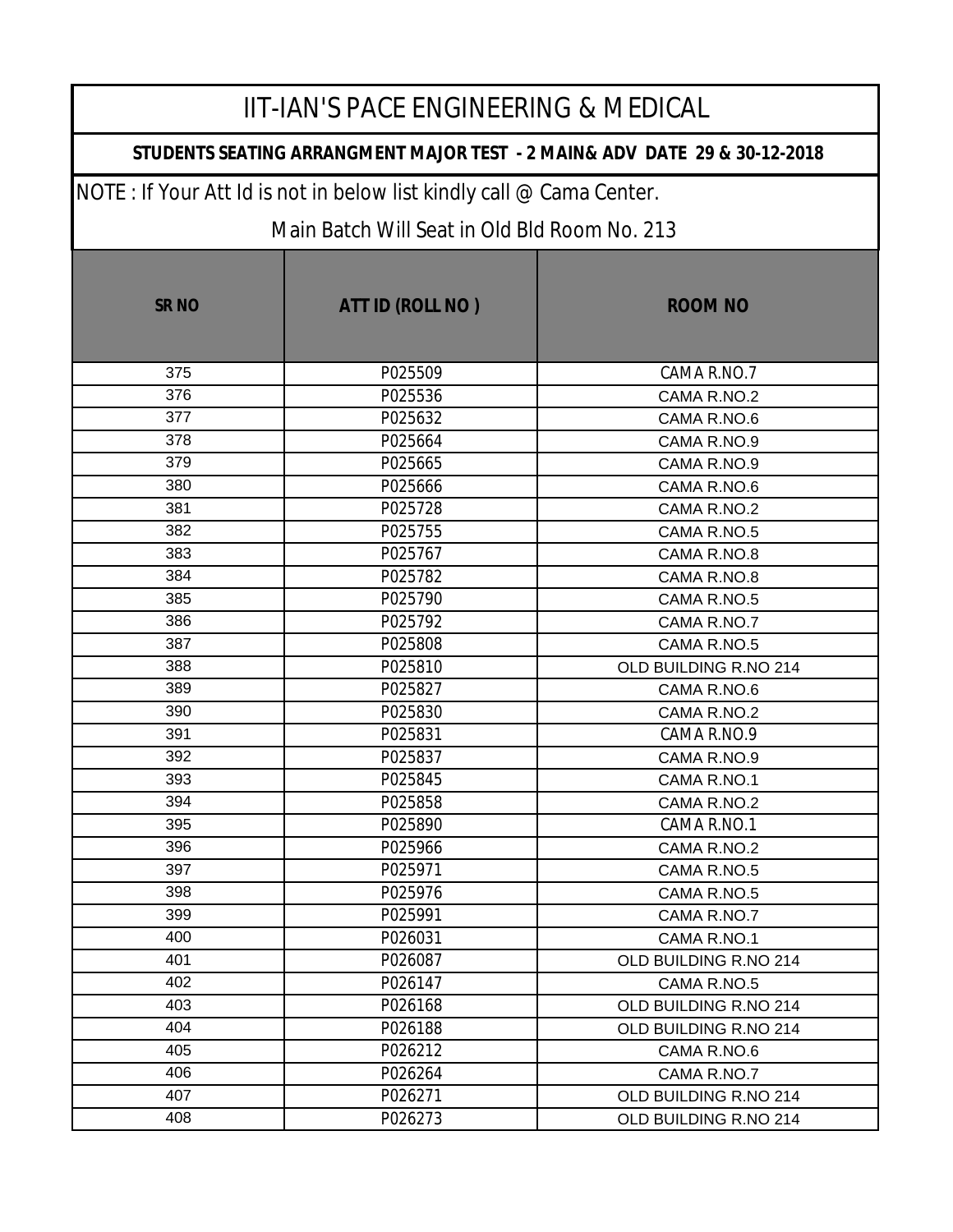# IIT-IAN'S PACE ENGINEERING & MEDICAL

**STUDENTS SEATING ARRANGMENT MAJOR TEST - 2 MAIN& ADV DATE 29 & 30-12-2018**

NOTE : If Your Att Id is not in below list kindly call @ Cama Center.

Main Batch Will Seat in Old Bld Room No. 213

| SR NO | ATT ID (ROLL NO ) | ROOM NO |
|---|---|---|
| 375 | P025509 | CAMA R.NO.7 |
| 376 | P025536 | CAMA R.NO.2 |
| 377 | P025632 | CAMA R.NO.6 |
| 378 | P025664 | CAMA R.NO.9 |
| 379 | P025665 | CAMA R.NO.9 |
| 380 | P025666 | CAMA R.NO.6 |
| 381 | P025728 | CAMA R.NO.2 |
| 382 | P025755 | CAMA R.NO.5 |
| 383 | P025767 | CAMA R.NO.8 |
| 384 | P025782 | CAMA R.NO.8 |
| 385 | P025790 | CAMA R.NO.5 |
| 386 | P025792 | CAMA R.NO.7 |
| 387 | P025808 | CAMA R.NO.5 |
| 388 | P025810 | OLD BUILDING R.NO 214 |
| 389 | P025827 | CAMA R.NO.6 |
| 390 | P025830 | CAMA R.NO.2 |
| 391 | P025831 | CAMA R.NO.9 |
| 392 | P025837 | CAMA R.NO.9 |
| 393 | P025845 | CAMA R.NO.1 |
| 394 | P025858 | CAMA R.NO.2 |
| 395 | P025890 | CAMA R.NO.1 |
| 396 | P025966 | CAMA R.NO.2 |
| 397 | P025971 | CAMA R.NO.5 |
| 398 | P025976 | CAMA R.NO.5 |
| 399 | P025991 | CAMA R.NO.7 |
| 400 | P026031 | CAMA R.NO.1 |
| 401 | P026087 | OLD BUILDING R.NO 214 |
| 402 | P026147 | CAMA R.NO.5 |
| 403 | P026168 | OLD BUILDING R.NO 214 |
| 404 | P026188 | OLD BUILDING R.NO 214 |
| 405 | P026212 | CAMA R.NO.6 |
| 406 | P026264 | CAMA R.NO.7 |
| 407 | P026271 | OLD BUILDING R.NO 214 |
| 408 | P026273 | OLD BUILDING R.NO 214 |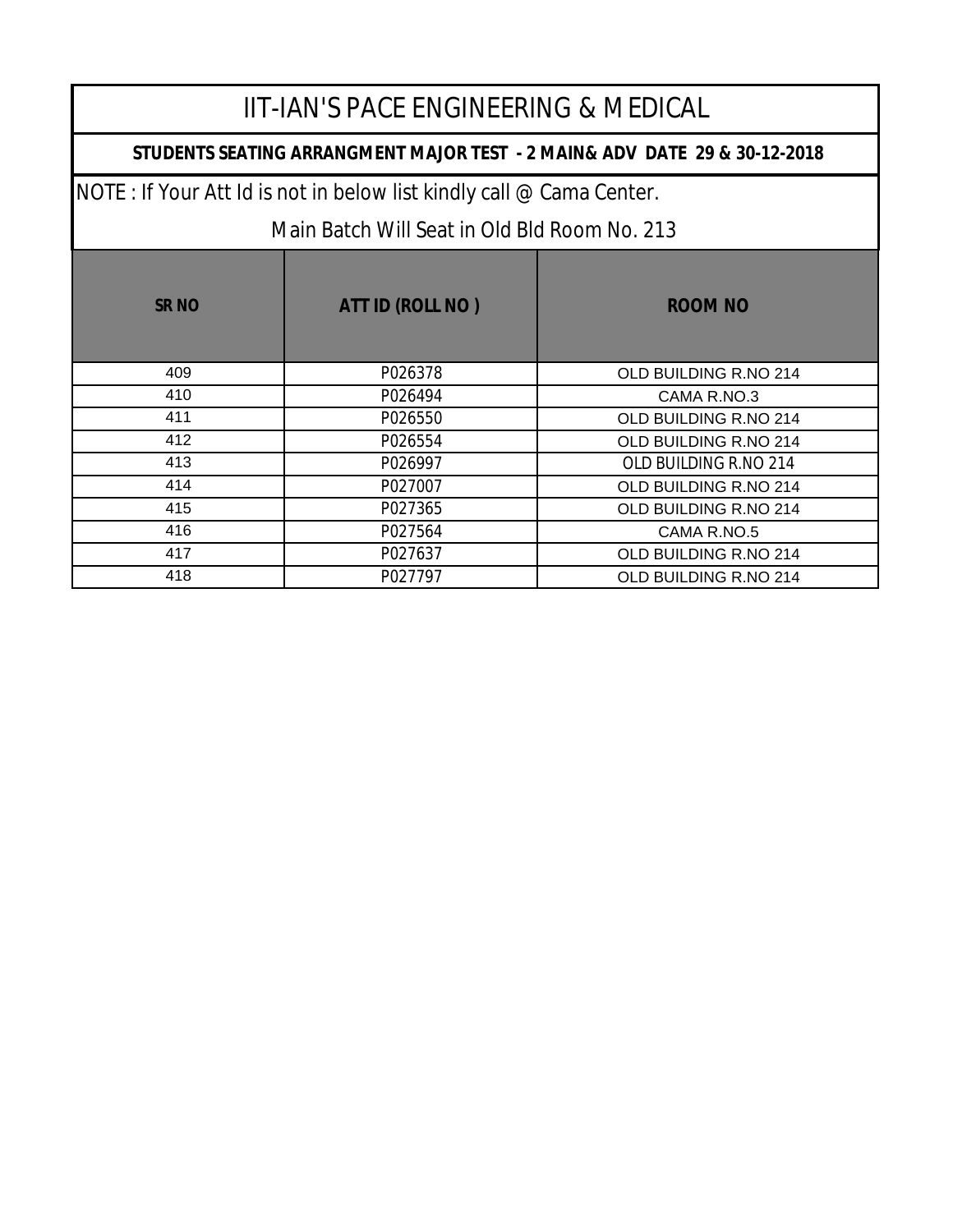# IIT-IAN'S PACE ENGINEERING & MEDICAL

**STUDENTS SEATING ARRANGMENT MAJOR TEST - 2 MAIN& ADV DATE 29 & 30-12-2018**

NOTE : If Your Att Id is not in below list kindly call @ Cama Center.

Main Batch Will Seat in Old Bld Room No. 213

| SR NO | ATT ID (ROLL NO ) | ROOM NO |
|---|---|---|
| 409 | P026378 | OLD BUILDING R.NO 214 |
| 410 | P026494 | CAMA R.NO.3 |
| 411 | P026550 | OLD BUILDING R.NO 214 |
| 412 | P026554 | OLD BUILDING R.NO 214 |
| 413 | P026997 | OLD BUILDING R.NO 214 |
| 414 | P027007 | OLD BUILDING R.NO 214 |
| 415 | P027365 | OLD BUILDING R.NO 214 |
| 416 | P027564 | CAMA R.NO.5 |
| 417 | P027637 | OLD BUILDING R.NO 214 |
| 418 | P027797 | OLD BUILDING R.NO 214 |